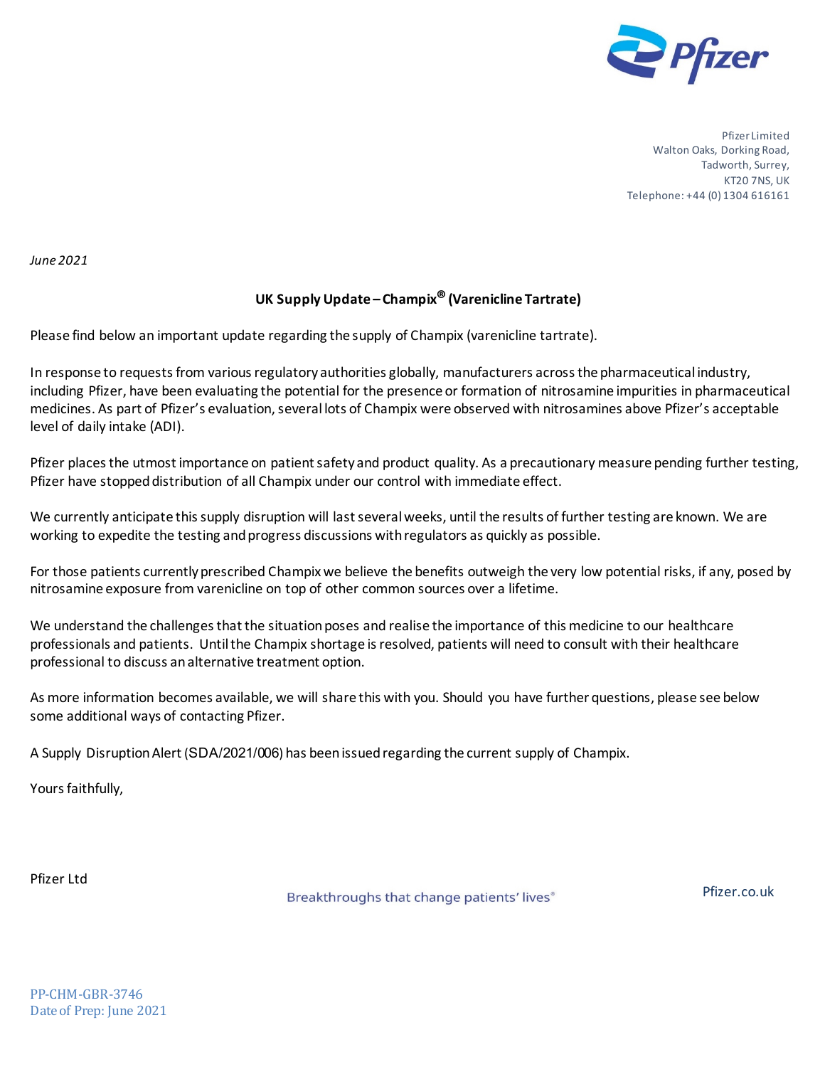Pfizer Limited
Walton Oaks, Dorking Road,
Tadworth, Surrey,
KT20 7NS, UK
Telephone: +44 (0) 1304 616161

*June 2021*

**UK Supply Update – Champix® (Varenicline Tartrate)**

Please find below an important update regarding the supply of Champix (varenicline tartrate).

In response to requests from various regulatory authorities globally, manufacturers across the pharmaceutical industry, including Pfizer, have been evaluating the potential for the presence or formation of nitrosamine impurities in pharmaceutical medicines. As part of Pfizer's evaluation, several lots of Champix were observed with nitrosamines above Pfizer's acceptable level of daily intake (ADI).

Pfizer places the utmost importance on patient safety and product quality. As a precautionary measure pending further testing, Pfizer have stopped distribution of all Champix under our control with immediate effect.

We currently anticipate this supply disruption will last several weeks, until the results of further testing are known. We are working to expedite the testing and progress discussions with regulators as quickly as possible.

For those patients currently prescribed Champix we believe the benefits outweigh the very low potential risks, if any, posed by nitrosamine exposure from varenicline on top of other common sources over a lifetime.

We understand the challenges that the situation poses and realise the importance of this medicine to our healthcare professionals and patients. Until the Champix shortage is resolved, patients will need to consult with their healthcare professional to discuss an alternative treatment option.

As more information becomes available, we will share this with you. Should you have further questions, please see below some additional ways of contacting Pfizer.

A Supply Disruption Alert (SDA/2021/006) has been issued regarding the current supply of Champix.

Yours faithfully,

Pfizer Ltd

Breakthroughs that change patients' lives®

Pfizer.co.uk

PP-CHM-GBR-3746
Date of Prep: June 2021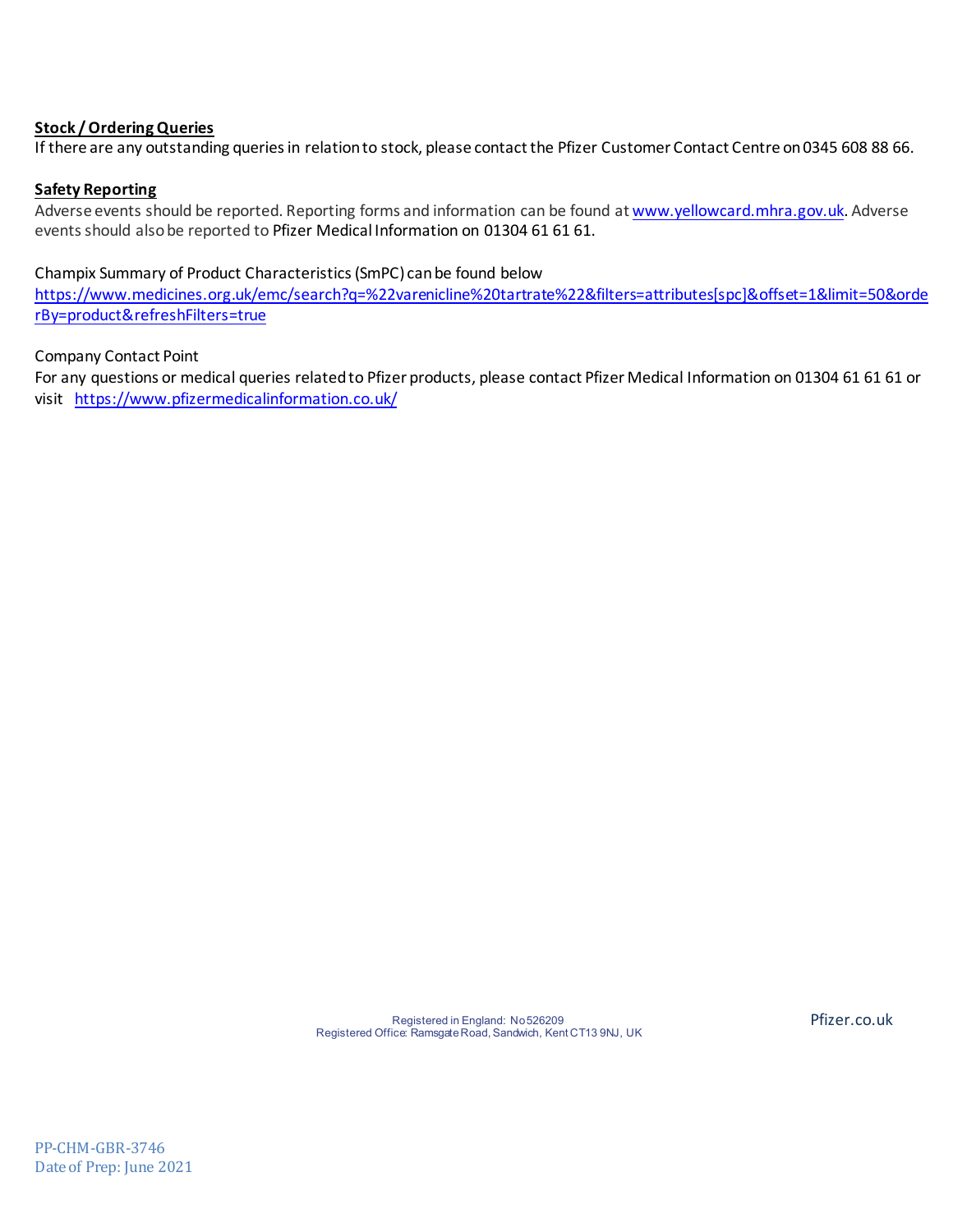**Stock / Ordering Queries**

If there are any outstanding queries in relation to stock, please contact the Pfizer Customer Contact Centre on 0345 608 88 66.

**Safety Reporting**

Adverse events should be reported. Reporting forms and information can be found at www.yellowcard.mhra.gov.uk. Adverse events should also be reported to Pfizer Medical Information on 01304 61 61 61.

Champix Summary of Product Characteristics (SmPC) can be found below
https://www.medicines.org.uk/emc/search?q=%22varenicline%20tartrate%22&filters=attributes[spc]&offset=1&limit=50&orderBy=product&refreshFilters=true

Company Contact Point

For any questions or medical queries related to Pfizer products, please contact Pfizer Medical Information on 01304 61 61 61 or visit https://www.pfizermedicalinformation.co.uk/

Registered in England: No 526209
Registered Office: Ramsgate Road, Sandwich, Kent CT13 9NJ, UK

Pfizer.co.uk

PP-CHM-GBR-3746
Date of Prep: June 2021